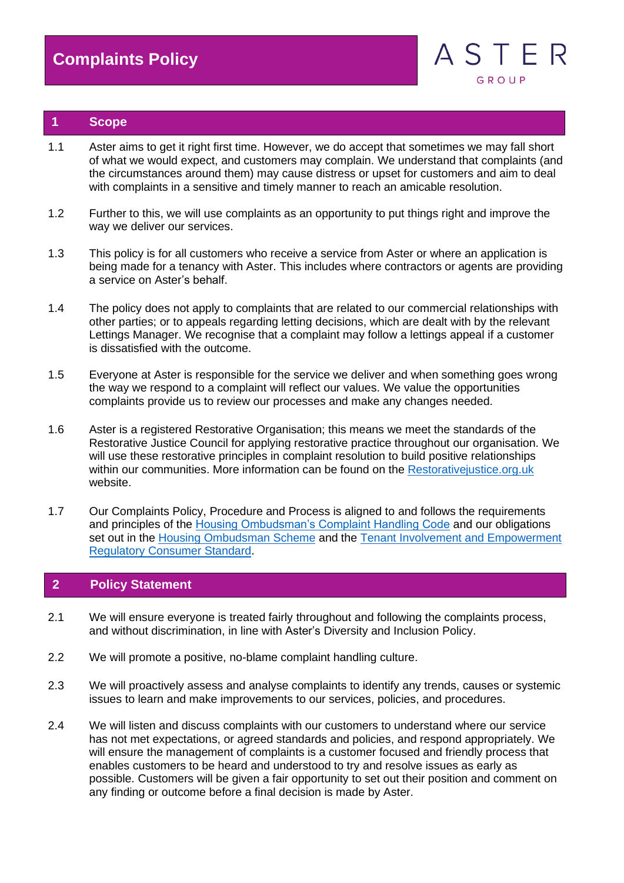# Complaints Policy

ASTER GROUP

## 1 Scope

1.1 Aster aims to get it right first time. However, we do accept that sometimes we may fall short of what we would expect, and customers may complain. We understand that complaints (and the circumstances around them) may cause distress or upset for customers and aim to deal with complaints in a sensitive and timely manner to reach an amicable resolution.

1.2 Further to this, we will use complaints as an opportunity to put things right and improve the way we deliver our services.

1.3 This policy is for all customers who receive a service from Aster or where an application is being made for a tenancy with Aster. This includes where contractors or agents are providing a service on Aster's behalf.

1.4 The policy does not apply to complaints that are related to our commercial relationships with other parties; or to appeals regarding letting decisions, which are dealt with by the relevant Lettings Manager. We recognise that a complaint may follow a lettings appeal if a customer is dissatisfied with the outcome.

1.5 Everyone at Aster is responsible for the service we deliver and when something goes wrong the way we respond to a complaint will reflect our values. We value the opportunities complaints provide us to review our processes and make any changes needed.

1.6 Aster is a registered Restorative Organisation; this means we meet the standards of the Restorative Justice Council for applying restorative practice throughout our organisation. We will use these restorative principles in complaint resolution to build positive relationships within our communities. More information can be found on the Restorativejustice.org.uk website.

1.7 Our Complaints Policy, Procedure and Process is aligned to and follows the requirements and principles of the Housing Ombudsman's Complaint Handling Code and our obligations set out in the Housing Ombudsman Scheme and the Tenant Involvement and Empowerment Regulatory Consumer Standard.

## 2 Policy Statement

2.1 We will ensure everyone is treated fairly throughout and following the complaints process, and without discrimination, in line with Aster's Diversity and Inclusion Policy.

2.2 We will promote a positive, no-blame complaint handling culture.

2.3 We will proactively assess and analyse complaints to identify any trends, causes or systemic issues to learn and make improvements to our services, policies, and procedures.

2.4 We will listen and discuss complaints with our customers to understand where our service has not met expectations, or agreed standards and policies, and respond appropriately. We will ensure the management of complaints is a customer focused and friendly process that enables customers to be heard and understood to try and resolve issues as early as possible. Customers will be given a fair opportunity to set out their position and comment on any finding or outcome before a final decision is made by Aster.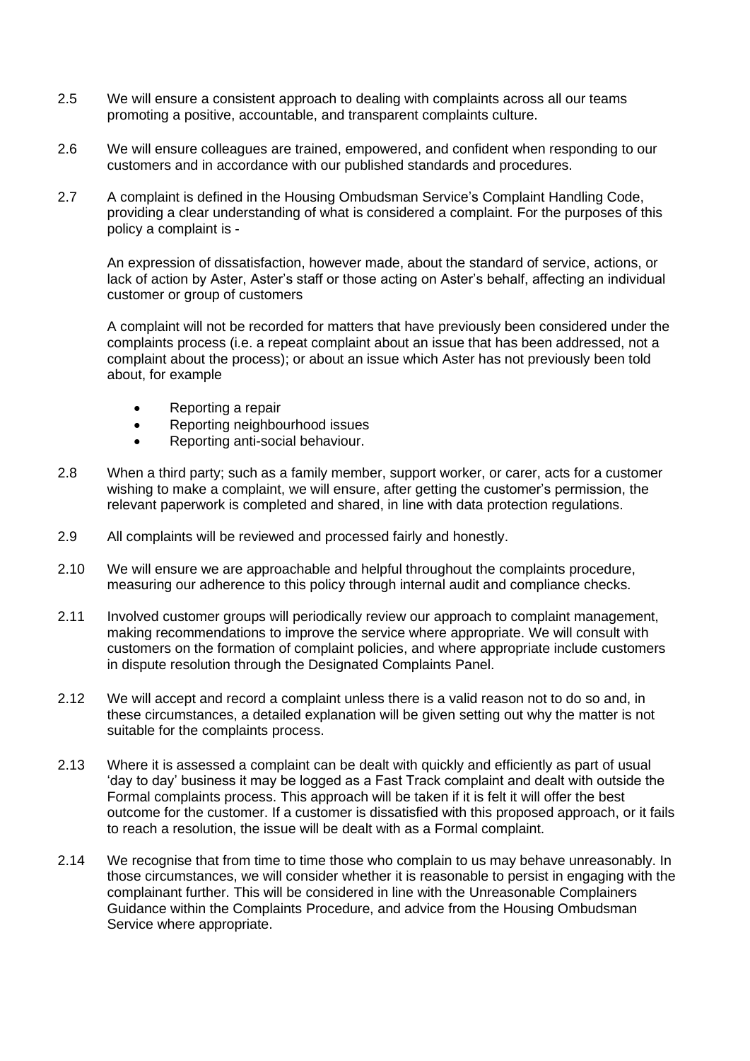2.5 We will ensure a consistent approach to dealing with complaints across all our teams promoting a positive, accountable, and transparent complaints culture.

2.6 We will ensure colleagues are trained, empowered, and confident when responding to our customers and in accordance with our published standards and procedures.

2.7 A complaint is defined in the Housing Ombudsman Service's Complaint Handling Code, providing a clear understanding of what is considered a complaint. For the purposes of this policy a complaint is -

An expression of dissatisfaction, however made, about the standard of service, actions, or lack of action by Aster, Aster's staff or those acting on Aster's behalf, affecting an individual customer or group of customers

A complaint will not be recorded for matters that have previously been considered under the complaints process (i.e. a repeat complaint about an issue that has been addressed, not a complaint about the process); or about an issue which Aster has not previously been told about, for example

- Reporting a repair
- Reporting neighbourhood issues
- Reporting anti-social behaviour.

2.8 When a third party; such as a family member, support worker, or carer, acts for a customer wishing to make a complaint, we will ensure, after getting the customer's permission, the relevant paperwork is completed and shared, in line with data protection regulations.

2.9 All complaints will be reviewed and processed fairly and honestly.

2.10 We will ensure we are approachable and helpful throughout the complaints procedure, measuring our adherence to this policy through internal audit and compliance checks.

2.11 Involved customer groups will periodically review our approach to complaint management, making recommendations to improve the service where appropriate. We will consult with customers on the formation of complaint policies, and where appropriate include customers in dispute resolution through the Designated Complaints Panel.

2.12 We will accept and record a complaint unless there is a valid reason not to do so and, in these circumstances, a detailed explanation will be given setting out why the matter is not suitable for the complaints process.

2.13 Where it is assessed a complaint can be dealt with quickly and efficiently as part of usual 'day to day' business it may be logged as a Fast Track complaint and dealt with outside the Formal complaints process. This approach will be taken if it is felt it will offer the best outcome for the customer. If a customer is dissatisfied with this proposed approach, or it fails to reach a resolution, the issue will be dealt with as a Formal complaint.

2.14 We recognise that from time to time those who complain to us may behave unreasonably. In those circumstances, we will consider whether it is reasonable to persist in engaging with the complainant further. This will be considered in line with the Unreasonable Complainers Guidance within the Complaints Procedure, and advice from the Housing Ombudsman Service where appropriate.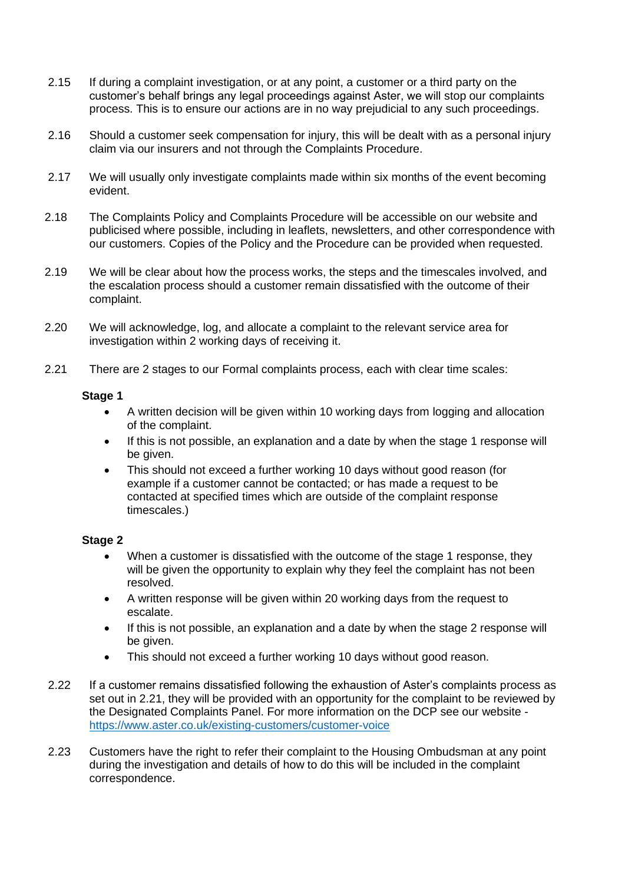2.15 If during a complaint investigation, or at any point, a customer or a third party on the customer's behalf brings any legal proceedings against Aster, we will stop our complaints process. This is to ensure our actions are in no way prejudicial to any such proceedings.

2.16 Should a customer seek compensation for injury, this will be dealt with as a personal injury claim via our insurers and not through the Complaints Procedure.

2.17 We will usually only investigate complaints made within six months of the event becoming evident.

2.18 The Complaints Policy and Complaints Procedure will be accessible on our website and publicised where possible, including in leaflets, newsletters, and other correspondence with our customers. Copies of the Policy and the Procedure can be provided when requested.

2.19 We will be clear about how the process works, the steps and the timescales involved, and the escalation process should a customer remain dissatisfied with the outcome of their complaint.

2.20 We will acknowledge, log, and allocate a complaint to the relevant service area for investigation within 2 working days of receiving it.

2.21 There are 2 stages to our Formal complaints process, each with clear time scales:

**Stage 1**

- A written decision will be given within 10 working days from logging and allocation of the complaint.
- If this is not possible, an explanation and a date by when the stage 1 response will be given.
- This should not exceed a further working 10 days without good reason (for example if a customer cannot be contacted; or has made a request to be contacted at specified times which are outside of the complaint response timescales.)

**Stage 2**

- When a customer is dissatisfied with the outcome of the stage 1 response, they will be given the opportunity to explain why they feel the complaint has not been resolved.
- A written response will be given within 20 working days from the request to escalate.
- If this is not possible, an explanation and a date by when the stage 2 response will be given.
- This should not exceed a further working 10 days without good reason.

2.22 If a customer remains dissatisfied following the exhaustion of Aster's complaints process as set out in 2.21, they will be provided with an opportunity for the complaint to be reviewed by the Designated Complaints Panel. For more information on the DCP see our website - https://www.aster.co.uk/existing-customers/customer-voice

2.23 Customers have the right to refer their complaint to the Housing Ombudsman at any point during the investigation and details of how to do this will be included in the complaint correspondence.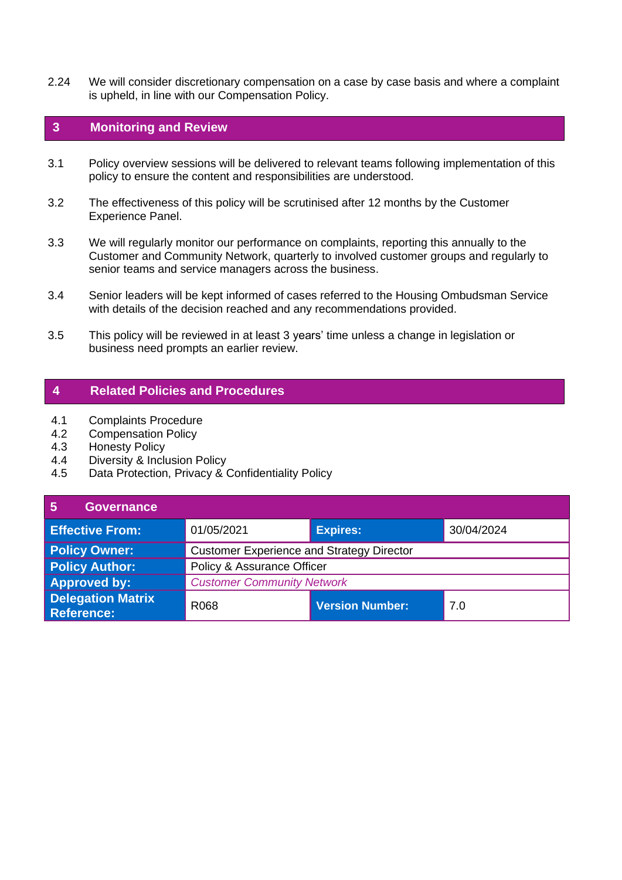2.24 We will consider discretionary compensation on a case by case basis and where a complaint is upheld, in line with our Compensation Policy.

## 3 Monitoring and Review

3.1 Policy overview sessions will be delivered to relevant teams following implementation of this policy to ensure the content and responsibilities are understood.

3.2 The effectiveness of this policy will be scrutinised after 12 months by the Customer Experience Panel.

3.3 We will regularly monitor our performance on complaints, reporting this annually to the Customer and Community Network, quarterly to involved customer groups and regularly to senior teams and service managers across the business.

3.4 Senior leaders will be kept informed of cases referred to the Housing Ombudsman Service with details of the decision reached and any recommendations provided.

3.5 This policy will be reviewed in at least 3 years' time unless a change in legislation or business need prompts an earlier review.

## 4 Related Policies and Procedures

4.1 Complaints Procedure
4.2 Compensation Policy
4.3 Honesty Policy
4.4 Diversity & Inclusion Policy
4.5 Data Protection, Privacy & Confidentiality Policy

## 5 Governance

| | | | |
|---|---|---|---|
| **Effective From:** | 01/05/2021 | **Expires:** | 30/04/2024 |
| **Policy Owner:** | Customer Experience and Strategy Director | | |
| **Policy Author:** | Policy & Assurance Officer | | |
| **Approved by:** | *Customer Community Network* | | |
| **Delegation Matrix Reference:** | R068 | **Version Number:** | 7.0 |